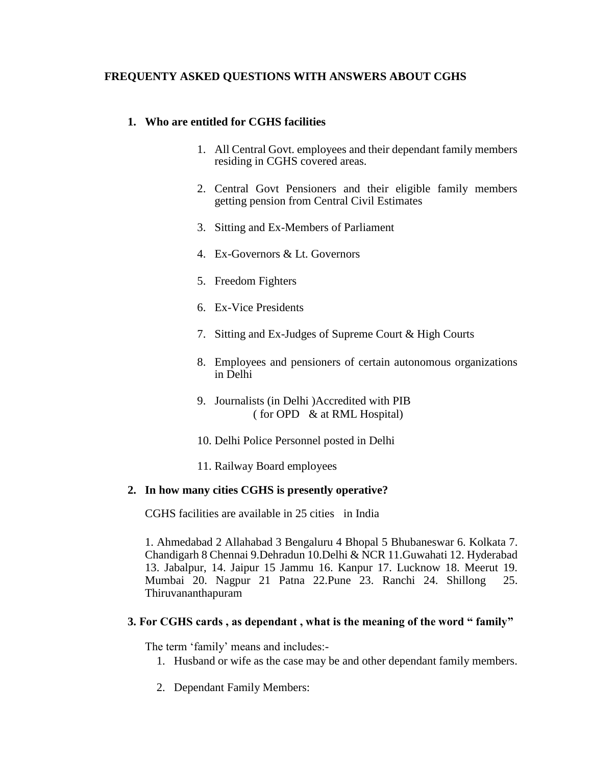# FREQUENTY ASKED QUESTIONS WITH ANSWERS ABOUT CGHS

## 1. Who are entitled for CGHS facilities

1. All Central Govt. employees and their dependant family members residing in CGHS covered areas.
2. Central Govt Pensioners and their eligible family members getting pension from Central Civil Estimates
3. Sitting and Ex-Members of Parliament
4. Ex-Governors & Lt. Governors
5. Freedom Fighters
6. Ex-Vice Presidents
7. Sitting and Ex-Judges of Supreme Court & High Courts
8. Employees and pensioners of certain autonomous organizations in Delhi
9. Journalists (in Delhi )Accredited with PIB ( for OPD & at RML Hospital)
10. Delhi Police Personnel posted in Delhi
11. Railway Board employees

## 2. In how many cities CGHS is presently operative?

CGHS facilities are available in 25 cities in India

1. Ahmedabad 2 Allahabad 3 Bengaluru 4 Bhopal 5 Bhubaneswar 6. Kolkata 7. Chandigarh 8 Chennai 9.Dehradun 10.Delhi & NCR 11.Guwahati 12. Hyderabad 13. Jabalpur, 14. Jaipur 15 Jammu 16. Kanpur 17. Lucknow 18. Meerut 19. Mumbai 20. Nagpur 21 Patna 22.Pune 23. Ranchi 24. Shillong 25. Thiruvananthapuram

## 3. For CGHS cards , as dependant , what is the meaning of the word " family"

The term 'family' means and includes:-

1. Husband or wife as the case may be and other dependant family members.
2. Dependant Family Members: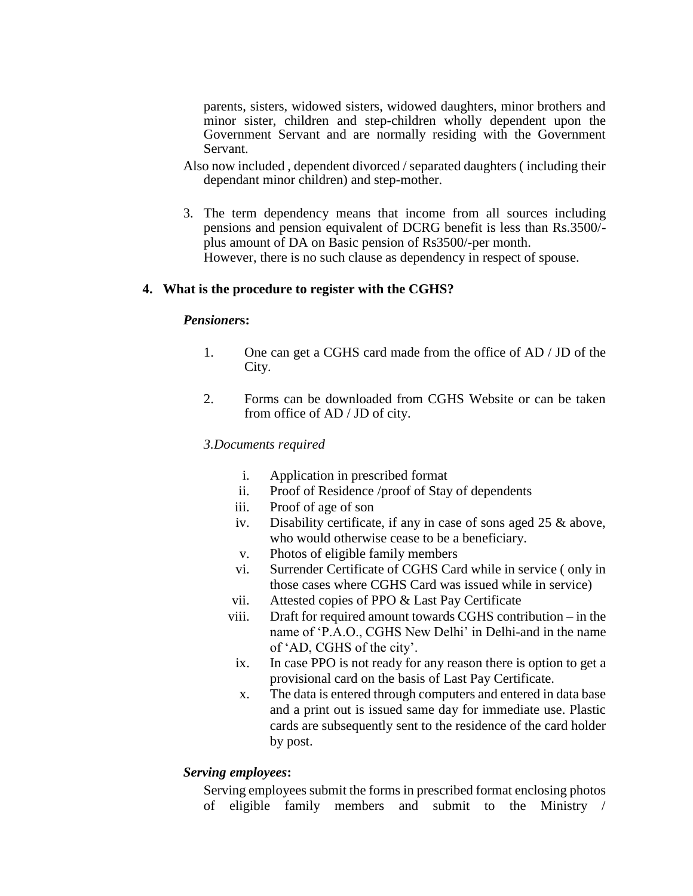parents, sisters, widowed sisters, widowed daughters, minor brothers and minor sister, children and step-children wholly dependent upon the Government Servant and are normally residing with the Government Servant.

Also now included , dependent divorced / separated daughters ( including their dependant minor children) and step-mother.

3. The term dependency means that income from all sources including pensions and pension equivalent of DCRG benefit is less than Rs.3500/- plus amount of DA on Basic pension of Rs3500/-per month.
   However, there is no such clause as dependency in respect of spouse.

**4. What is the procedure to register with the CGHS?**

***Pensioners:***

1. One can get a CGHS card made from the office of AD / JD of the City.

2. Forms can be downloaded from CGHS Website or can be taken from office of AD / JD of city.

*3.Documents required*

i. Application in prescribed format
ii. Proof of Residence /proof of Stay of dependents
iii. Proof of age of son
iv. Disability certificate, if any in case of sons aged 25 & above, who would otherwise cease to be a beneficiary.
v. Photos of eligible family members
vi. Surrender Certificate of CGHS Card while in service ( only in those cases where CGHS Card was issued while in service)
vii. Attested copies of PPO & Last Pay Certificate
viii. Draft for required amount towards CGHS contribution – in the name of 'P.A.O., CGHS New Delhi' in Delhi-and in the name of 'AD, CGHS of the city'.
ix. In case PPO is not ready for any reason there is option to get a provisional card on the basis of Last Pay Certificate.
x. The data is entered through computers and entered in data base and a print out is issued same day for immediate use. Plastic cards are subsequently sent to the residence of the card holder by post.

***Serving employees:***

Serving employees submit the forms in prescribed format enclosing photos of eligible family members and submit to the Ministry /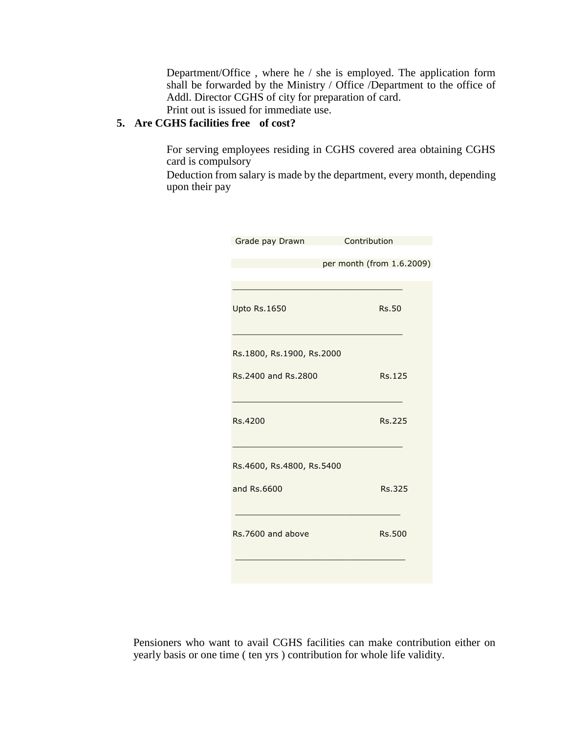Department/Office , where he / she is employed. The application form shall be forwarded by the Ministry / Office /Department to the office of Addl. Director CGHS of city for preparation of card.
Print out is issued for immediate use.

**5. Are CGHS facilities free of cost?**

For serving employees residing in CGHS covered area obtaining CGHS card is compulsory
Deduction from salary is made by the department, every month, depending upon their pay

| Grade pay Drawn | Contribution per month (from 1.6.2009) |
|---|---|
| Upto Rs.1650 | Rs.50 |
| Rs.1800, Rs.1900, Rs.2000 Rs.2400 and Rs.2800 | Rs.125 |
| Rs.4200 | Rs.225 |
| Rs.4600, Rs.4800, Rs.5400 and Rs.6600 | Rs.325 |
| Rs.7600 and above | Rs.500 |

Pensioners who want to avail CGHS facilities can make contribution either on yearly basis or one time ( ten yrs ) contribution for whole life validity.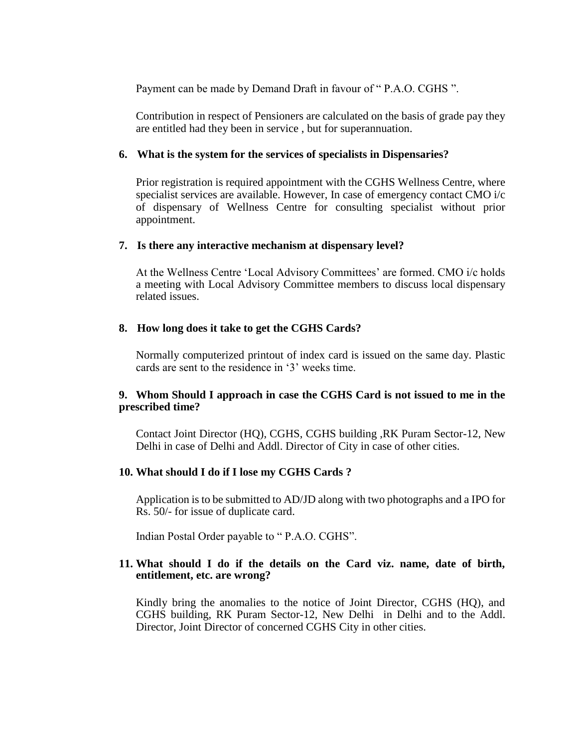Payment can be made by Demand Draft in favour of " P.A.O. CGHS ".

Contribution in respect of Pensioners are calculated on the basis of grade pay they are entitled had they been in service , but for superannuation.

**6. What is the system for the services of specialists in Dispensaries?**

Prior registration is required appointment with the CGHS Wellness Centre, where specialist services are available. However, In case of emergency contact CMO i/c of dispensary of Wellness Centre for consulting specialist without prior appointment.

**7. Is there any interactive mechanism at dispensary level?**

At the Wellness Centre 'Local Advisory Committees' are formed. CMO i/c holds a meeting with Local Advisory Committee members to discuss local dispensary related issues.

**8. How long does it take to get the CGHS Cards?**

Normally computerized printout of index card is issued on the same day. Plastic cards are sent to the residence in '3' weeks time.

**9. Whom Should I approach in case the CGHS Card is not issued to me in the prescribed time?**

Contact Joint Director (HQ), CGHS, CGHS building ,RK Puram Sector-12, New Delhi in case of Delhi and Addl. Director of City in case of other cities.

**10. What should I do if I lose my CGHS Cards ?**

Application is to be submitted to AD/JD along with two photographs and a IPO for Rs. 50/- for issue of duplicate card.

Indian Postal Order payable to " P.A.O. CGHS".

**11. What should I do if the details on the Card viz. name, date of birth, entitlement, etc. are wrong?**

Kindly bring the anomalies to the notice of Joint Director, CGHS (HQ), and CGHS building, RK Puram Sector-12, New Delhi in Delhi and to the Addl. Director, Joint Director of concerned CGHS City in other cities.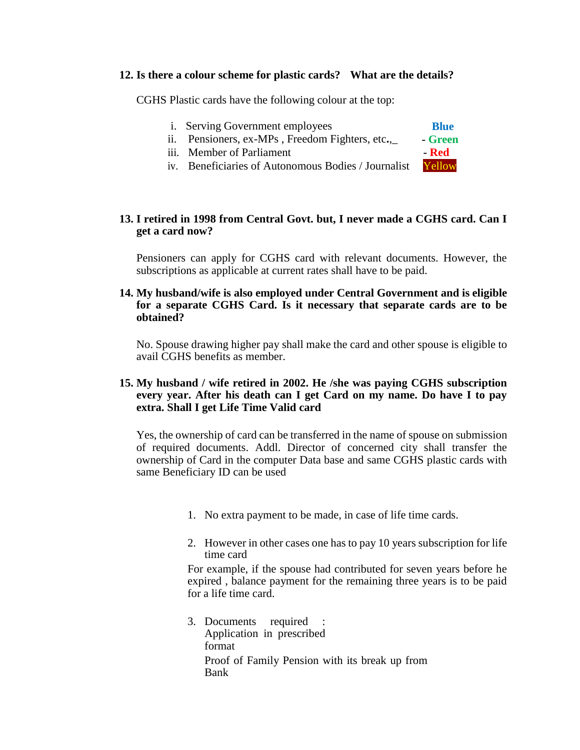**12. Is there a colour scheme for plastic cards? What are the details?**

CGHS Plastic cards have the following colour at the top:

i. Serving Government employees **Blue**
ii. Pensioners, ex-MPs , Freedom Fighters, etc.,_ **- Green**
iii. Member of Parliament **- Red**
iv. Beneficiaries of Autonomous Bodies / Journalist Yellow

**13. I retired in 1998 from Central Govt. but, I never made a CGHS card. Can I get a card now?**

Pensioners can apply for CGHS card with relevant documents. However, the subscriptions as applicable at current rates shall have to be paid.

**14. My husband/wife is also employed under Central Government and is eligible for a separate CGHS Card. Is it necessary that separate cards are to be obtained?**

No. Spouse drawing higher pay shall make the card and other spouse is eligible to avail CGHS benefits as member.

**15. My husband / wife retired in 2002. He /she was paying CGHS subscription every year. After his death can I get Card on my name. Do have I to pay extra. Shall I get Life Time Valid card**

Yes, the ownership of card can be transferred in the name of spouse on submission of required documents. Addl. Director of concerned city shall transfer the ownership of Card in the computer Data base and same CGHS plastic cards with same Beneficiary ID can be used

1. No extra payment to be made, in case of life time cards.

2. However in other cases one has to pay 10 years subscription for life time card

   For example, if the spouse had contributed for seven years before he expired , balance payment for the remaining three years is to be paid for a life time card.

3. Documents required : Application in prescribed format

   Proof of Family Pension with its break up from Bank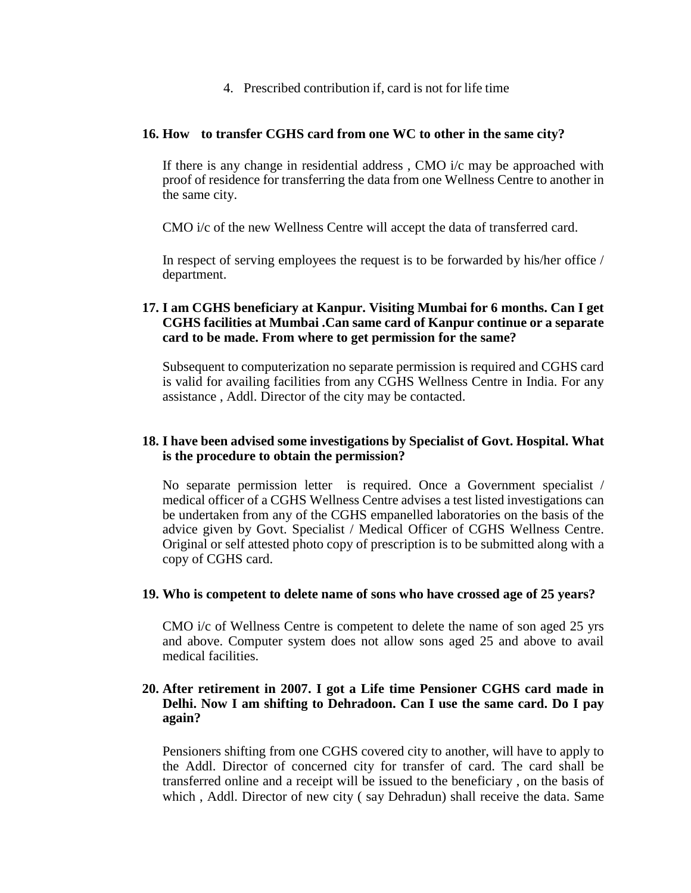4. Prescribed contribution if, card is not for life time

**16. How to transfer CGHS card from one WC to other in the same city?**

If there is any change in residential address , CMO i/c may be approached with proof of residence for transferring the data from one Wellness Centre to another in the same city.

CMO i/c of the new Wellness Centre will accept the data of transferred card.

In respect of serving employees the request is to be forwarded by his/her office / department.

**17. I am CGHS beneficiary at Kanpur. Visiting Mumbai for 6 months. Can I get CGHS facilities at Mumbai .Can same card of Kanpur continue or a separate card to be made. From where to get permission for the same?**

Subsequent to computerization no separate permission is required and CGHS card is valid for availing facilities from any CGHS Wellness Centre in India. For any assistance , Addl. Director of the city may be contacted.

**18. I have been advised some investigations by Specialist of Govt. Hospital. What is the procedure to obtain the permission?**

No separate permission letter is required. Once a Government specialist / medical officer of a CGHS Wellness Centre advises a test listed investigations can be undertaken from any of the CGHS empanelled laboratories on the basis of the advice given by Govt. Specialist / Medical Officer of CGHS Wellness Centre. Original or self attested photo copy of prescription is to be submitted along with a copy of CGHS card.

**19. Who is competent to delete name of sons who have crossed age of 25 years?**

CMO i/c of Wellness Centre is competent to delete the name of son aged 25 yrs and above. Computer system does not allow sons aged 25 and above to avail medical facilities.

**20. After retirement in 2007. I got a Life time Pensioner CGHS card made in Delhi. Now I am shifting to Dehradoon. Can I use the same card. Do I pay again?**

Pensioners shifting from one CGHS covered city to another, will have to apply to the Addl. Director of concerned city for transfer of card. The card shall be transferred online and a receipt will be issued to the beneficiary , on the basis of which , Addl. Director of new city ( say Dehradun) shall receive the data. Same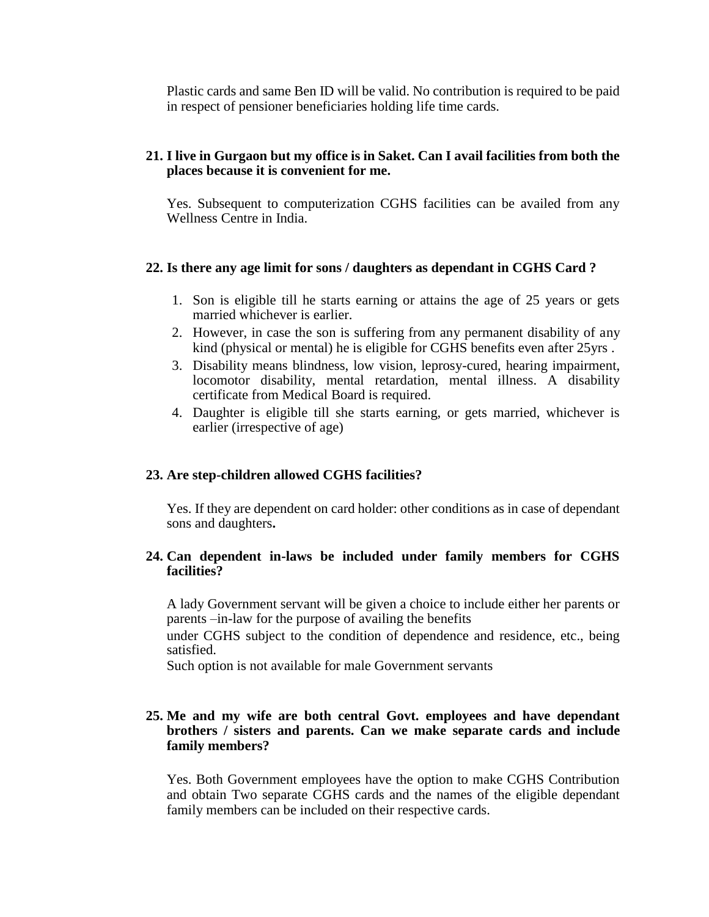Plastic cards and same Ben ID will be valid. No contribution is required to be paid in respect of pensioner beneficiaries holding life time cards.

**21. I live in Gurgaon but my office is in Saket. Can I avail facilities from both the places because it is convenient for me.**

Yes. Subsequent to computerization CGHS facilities can be availed from any Wellness Centre in India.

**22. Is there any age limit for sons / daughters as dependant in CGHS Card ?**

1. Son is eligible till he starts earning or attains the age of 25 years or gets married whichever is earlier.
2. However, in case the son is suffering from any permanent disability of any kind (physical or mental) he is eligible for CGHS benefits even after 25yrs .
3. Disability means blindness, low vision, leprosy-cured, hearing impairment, locomotor disability, mental retardation, mental illness. A disability certificate from Medical Board is required.
4. Daughter is eligible till she starts earning, or gets married, whichever is earlier (irrespective of age)

**23. Are step-children allowed CGHS facilities?**

Yes. If they are dependent on card holder: other conditions as in case of dependant sons and daughters**.**

**24. Can dependent in-laws be included under family members for CGHS facilities?**

A lady Government servant will be given a choice to include either her parents or parents –in-law for the purpose of availing the benefits

under CGHS subject to the condition of dependence and residence, etc., being satisfied.

Such option is not available for male Government servants

**25. Me and my wife are both central Govt. employees and have dependant brothers / sisters and parents. Can we make separate cards and include family members?**

Yes. Both Government employees have the option to make CGHS Contribution and obtain Two separate CGHS cards and the names of the eligible dependant family members can be included on their respective cards.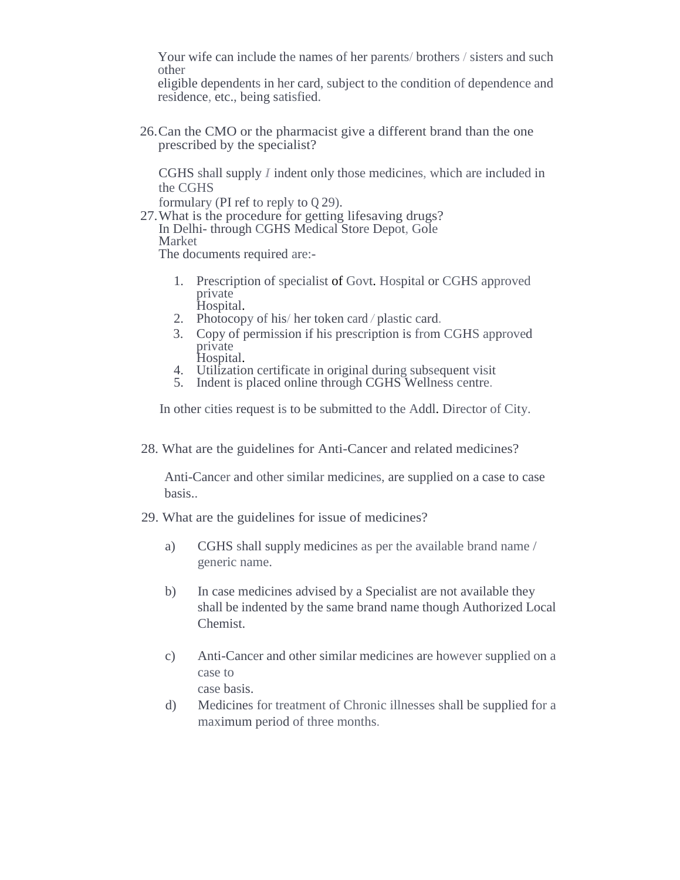Your wife can include the names of her parents/ brothers / sisters and such other eligible dependents in her card, subject to the condition of dependence and residence, etc., being satisfied.

26. Can the CMO or the pharmacist give a different brand than the one prescribed by the specialist?

    CGHS shall supply *I* indent only those medicines, which are included in the CGHS formulary (PI ref to reply to Q 29).

27. What is the procedure for getting lifesaving drugs?

    In Delhi- through CGHS Medical Store Depot, Gole Market

    The documents required are:-

    1. Prescription of specialist of Govt. Hospital or CGHS approved private Hospital.
    2. Photocopy of his/ her token card / plastic card.
    3. Copy of permission if his prescription is from CGHS approved private Hospital.
    4. Utilization certificate in original during subsequent visit
    5. Indent is placed online through CGHS Wellness centre.

    In other cities request is to be submitted to the Addl. Director of City.

28. What are the guidelines for Anti-Cancer and related medicines?

    Anti-Cancer and other similar medicines, are supplied on a case to case basis..

29. What are the guidelines for issue of medicines?

    a) CGHS shall supply medicines as per the available brand name / generic name.

    b) In case medicines advised by a Specialist are not available they shall be indented by the same brand name though Authorized Local Chemist.

    c) Anti-Cancer and other similar medicines are however supplied on a case to case basis.

    d) Medicines for treatment of Chronic illnesses shall be supplied for a maximum period of three months.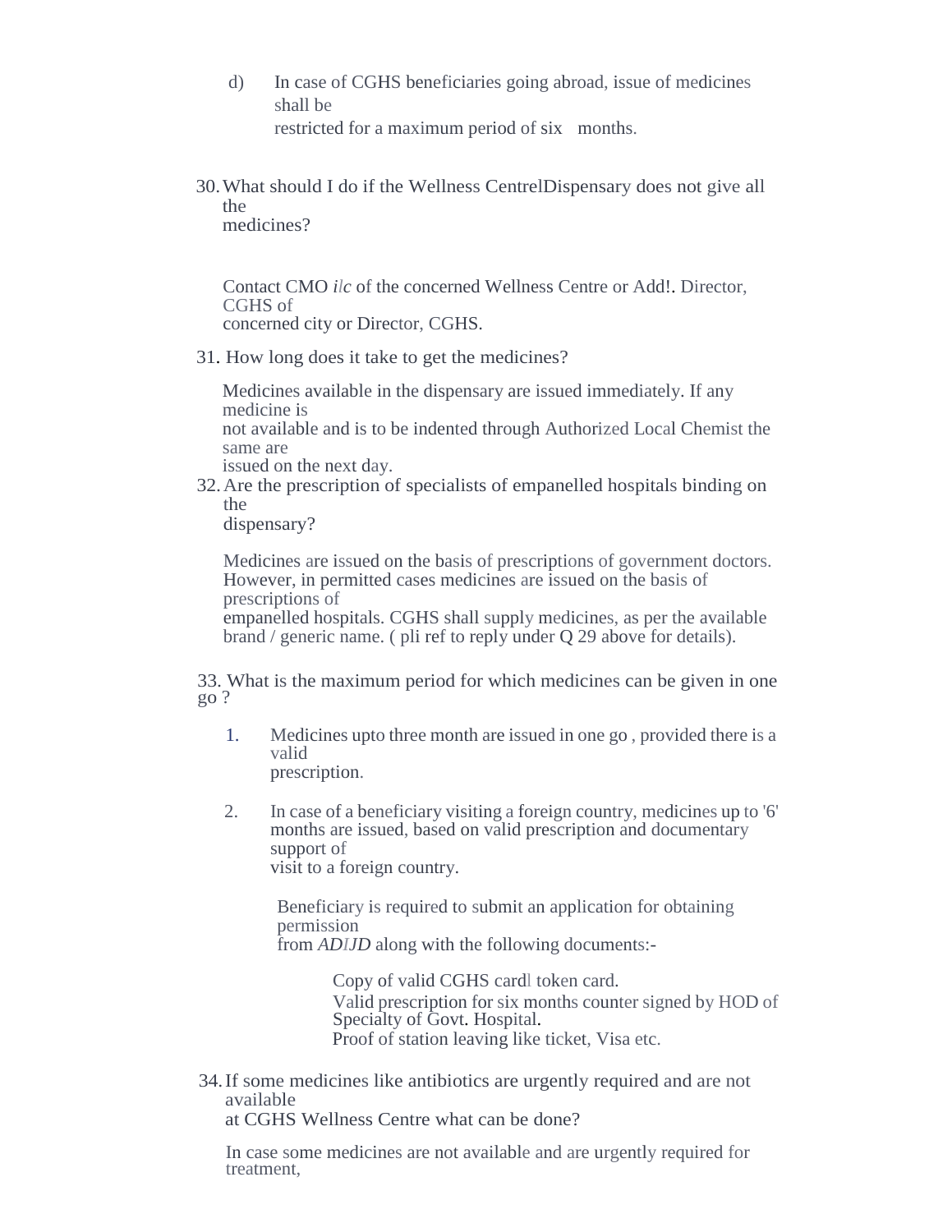d) In case of CGHS beneficiaries going abroad, issue of medicines shall be restricted for a maximum period of six months.

30. What should I do if the Wellness CentrelDispensary does not give all the medicines?

Contact CMO *i/c* of the concerned Wellness Centre or Add!. Director, CGHS of concerned city or Director, CGHS.

31. How long does it take to get the medicines?

Medicines available in the dispensary are issued immediately. If any medicine is not available and is to be indented through Authorized Local Chemist the same are issued on the next day.

32. Are the prescription of specialists of empanelled hospitals binding on the dispensary?

Medicines are issued on the basis of prescriptions of government doctors. However, in permitted cases medicines are issued on the basis of prescriptions of empanelled hospitals. CGHS shall supply medicines, as per the available brand / generic name. ( pli ref to reply under Q 29 above for details).

33. What is the maximum period for which medicines can be given in one go ?

1. Medicines upto three month are issued in one go , provided there is a valid prescription.

2. In case of a beneficiary visiting a foreign country, medicines up to '6' months are issued, based on valid prescription and documentary support of visit to a foreign country.

   Beneficiary is required to submit an application for obtaining permission from *AD/JD* along with the following documents:-

   Copy of valid CGHS cardl token card.
   Valid prescription for six months counter signed by HOD of Specialty of Govt. Hospital.
   Proof of station leaving like ticket, Visa etc.

34. If some medicines like antibiotics are urgently required and are not available at CGHS Wellness Centre what can be done?

In case some medicines are not available and are urgently required for treatment,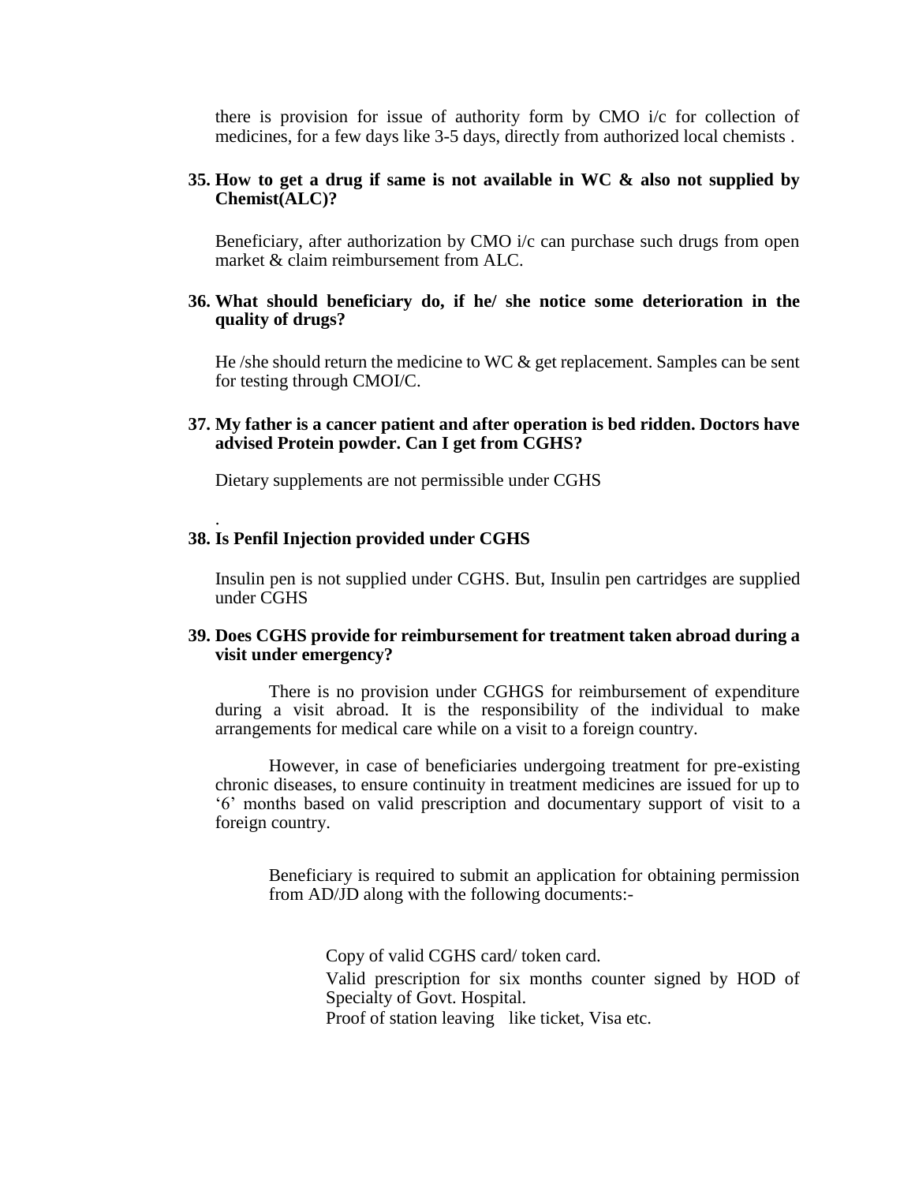there is provision for issue of authority form by CMO i/c for collection of medicines, for a few days like 3-5 days, directly from authorized local chemists .

**35. How to get a drug if same is not available in WC & also not supplied by Chemist(ALC)?**

Beneficiary, after authorization by CMO i/c can purchase such drugs from open market & claim reimbursement from ALC.

**36. What should beneficiary do, if he/ she notice some deterioration in the quality of drugs?**

He /she should return the medicine to WC & get replacement. Samples can be sent for testing through CMOI/C.

**37. My father is a cancer patient and after operation is bed ridden. Doctors have advised Protein powder. Can I get from CGHS?**

Dietary supplements are not permissible under CGHS

.

**38. Is Penfil Injection provided under CGHS**

Insulin pen is not supplied under CGHS. But, Insulin pen cartridges are supplied under CGHS

**39. Does CGHS provide for reimbursement for treatment taken abroad during a visit under emergency?**

There is no provision under CGHGS for reimbursement of expenditure during a visit abroad. It is the responsibility of the individual to make arrangements for medical care while on a visit to a foreign country.

However, in case of beneficiaries undergoing treatment for pre-existing chronic diseases, to ensure continuity in treatment medicines are issued for up to '6' months based on valid prescription and documentary support of visit to a foreign country.

Beneficiary is required to submit an application for obtaining permission from AD/JD along with the following documents:-

Copy of valid CGHS card/ token card.

Valid prescription for six months counter signed by HOD of Specialty of Govt. Hospital.

Proof of station leaving like ticket, Visa etc.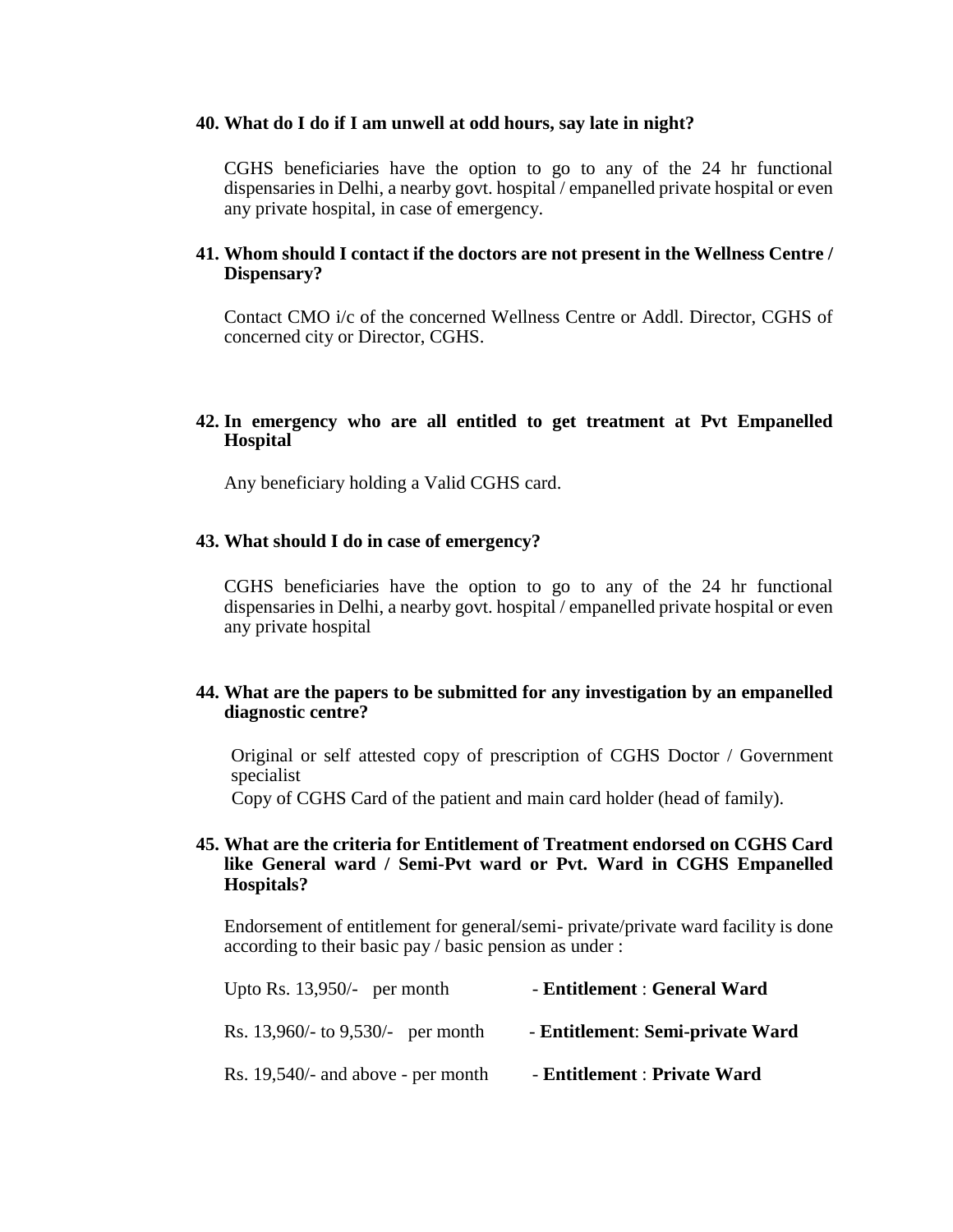**40. What do I do if I am unwell at odd hours, say late in night?**

CGHS beneficiaries have the option to go to any of the 24 hr functional dispensaries in Delhi, a nearby govt. hospital / empanelled private hospital or even any private hospital, in case of emergency.

**41. Whom should I contact if the doctors are not present in the Wellness Centre / Dispensary?**

Contact CMO i/c of the concerned Wellness Centre or Addl. Director, CGHS of concerned city or Director, CGHS.

**42. In emergency who are all entitled to get treatment at Pvt Empanelled Hospital**

Any beneficiary holding a Valid CGHS card.

**43. What should I do in case of emergency?**

CGHS beneficiaries have the option to go to any of the 24 hr functional dispensaries in Delhi, a nearby govt. hospital / empanelled private hospital or even any private hospital

**44. What are the papers to be submitted for any investigation by an empanelled diagnostic centre?**

Original or self attested copy of prescription of CGHS Doctor / Government specialist

Copy of CGHS Card of the patient and main card holder (head of family).

**45. What are the criteria for Entitlement of Treatment endorsed on CGHS Card like General ward / Semi-Pvt ward or Pvt. Ward in CGHS Empanelled Hospitals?**

Endorsement of entitlement for general/semi- private/private ward facility is done according to their basic pay / basic pension as under :

| | |
|---|---|
| Upto Rs. 13,950/- per month | - **Entitlement** : **General Ward** |
| Rs. 13,960/- to 9,530/- per month | - **Entitlement**: **Semi-private Ward** |
| Rs. 19,540/- and above - per month | - **Entitlement** : **Private Ward** |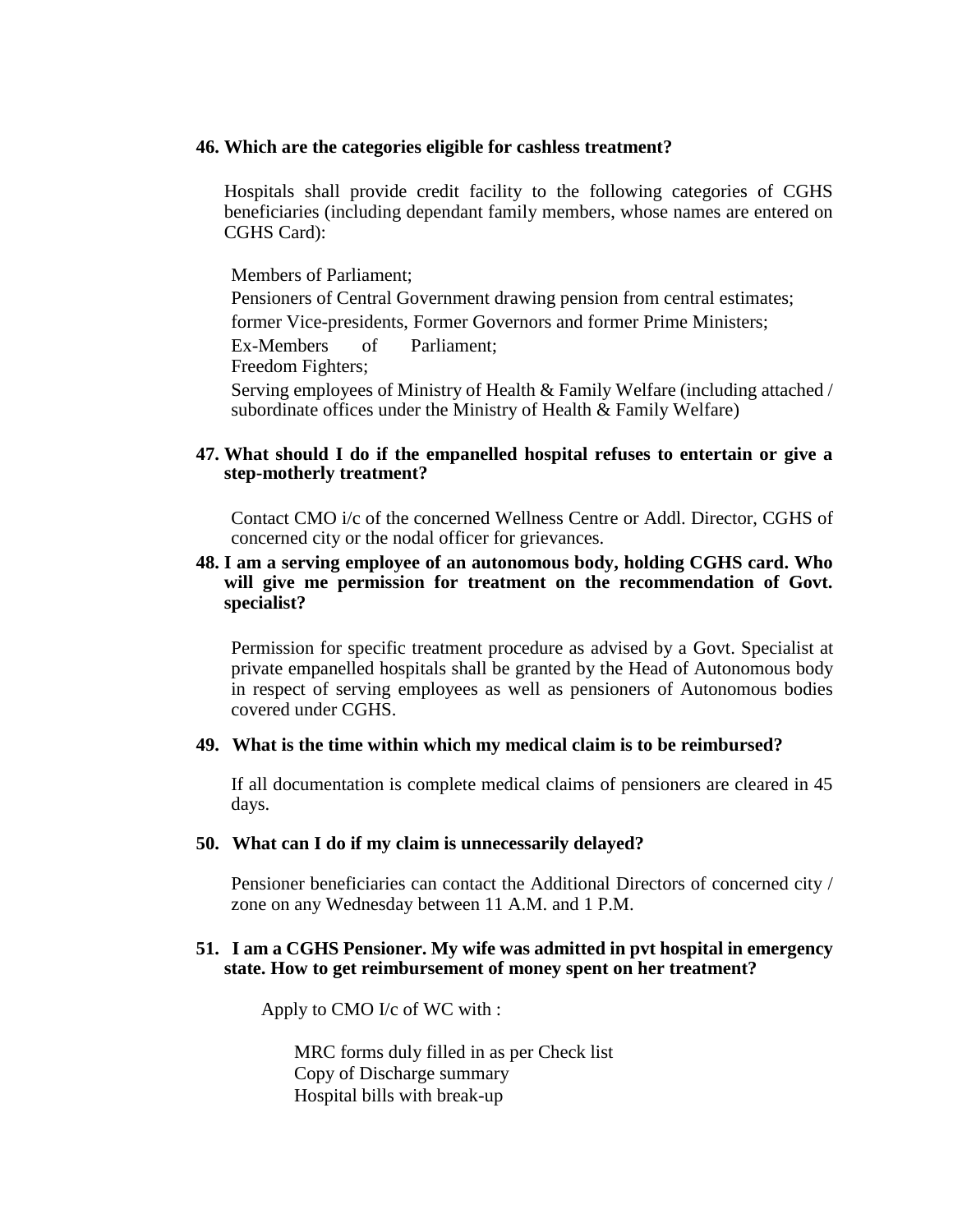**46. Which are the categories eligible for cashless treatment?**

Hospitals shall provide credit facility to the following categories of CGHS beneficiaries (including dependant family members, whose names are entered on CGHS Card):

- Members of Parliament;
- Pensioners of Central Government drawing pension from central estimates;
- former Vice-presidents, Former Governors and former Prime Ministers;
- Ex-Members of Parliament;
- Freedom Fighters;
- Serving employees of Ministry of Health & Family Welfare (including attached / subordinate offices under the Ministry of Health & Family Welfare)

**47. What should I do if the empanelled hospital refuses to entertain or give a step-motherly treatment?**

Contact CMO i/c of the concerned Wellness Centre or Addl. Director, CGHS of concerned city or the nodal officer for grievances.

**48. I am a serving employee of an autonomous body, holding CGHS card. Who will give me permission for treatment on the recommendation of Govt. specialist?**

Permission for specific treatment procedure as advised by a Govt. Specialist at private empanelled hospitals shall be granted by the Head of Autonomous body in respect of serving employees as well as pensioners of Autonomous bodies covered under CGHS.

**49. What is the time within which my medical claim is to be reimbursed?**

If all documentation is complete medical claims of pensioners are cleared in 45 days.

**50. What can I do if my claim is unnecessarily delayed?**

Pensioner beneficiaries can contact the Additional Directors of concerned city / zone on any Wednesday between 11 A.M. and 1 P.M.

**51. I am a CGHS Pensioner. My wife was admitted in pvt hospital in emergency state. How to get reimbursement of money spent on her treatment?**

Apply to CMO I/c of WC with :

- MRC forms duly filled in as per Check list
- Copy of Discharge summary
- Hospital bills with break-up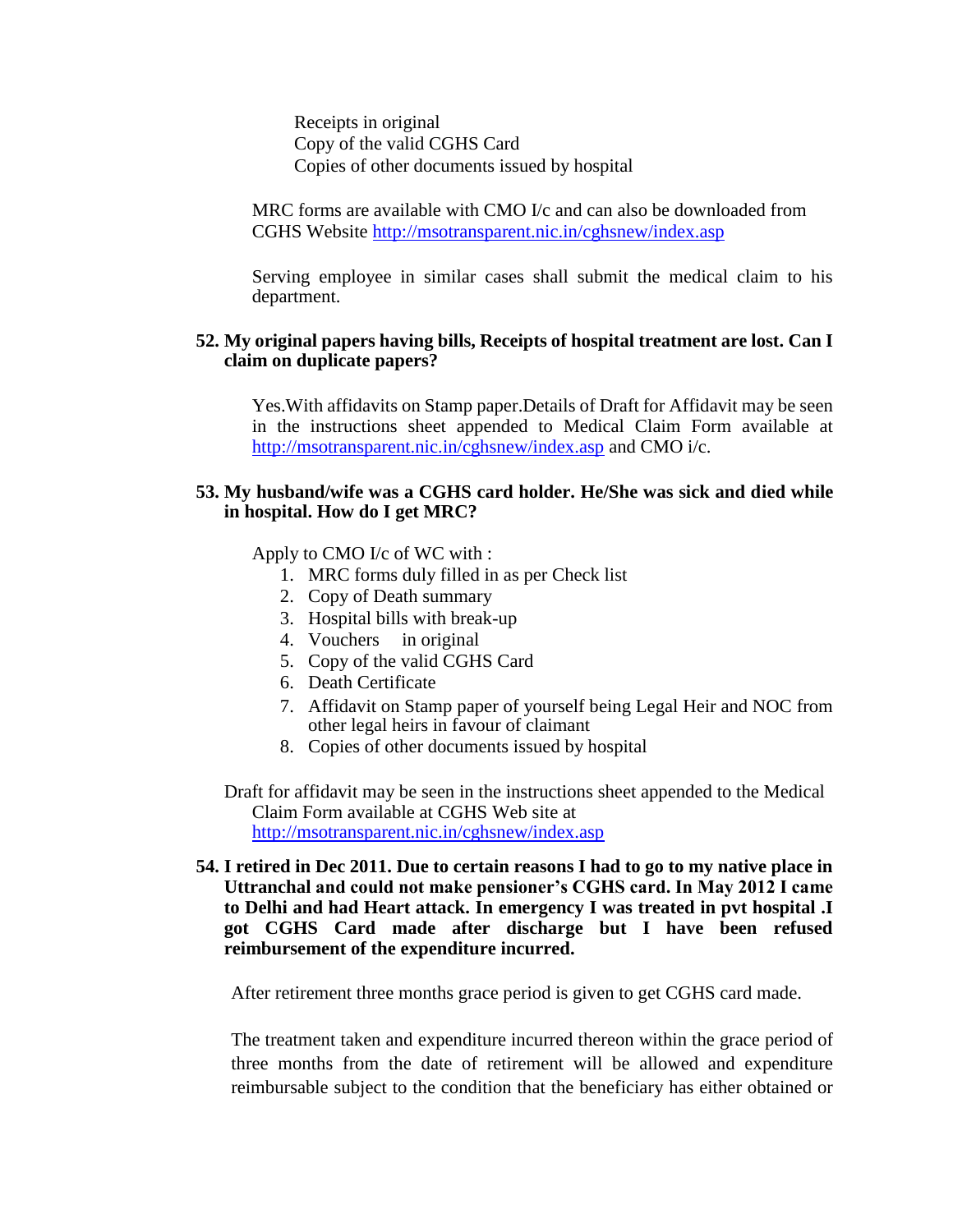Receipts in original
Copy of the valid CGHS Card
Copies of other documents issued by hospital

MRC forms are available with CMO I/c and can also be downloaded from CGHS Website http://msotransparent.nic.in/cghsnew/index.asp

Serving employee in similar cases shall submit the medical claim to his department.

**52. My original papers having bills, Receipts of hospital treatment are lost. Can I claim on duplicate papers?**

Yes.With affidavits on Stamp paper.Details of Draft for Affidavit may be seen in the instructions sheet appended to Medical Claim Form available at http://msotransparent.nic.in/cghsnew/index.asp and CMO i/c.

**53. My husband/wife was a CGHS card holder. He/She was sick and died while in hospital. How do I get MRC?**

Apply to CMO I/c of WC with :

1. MRC forms duly filled in as per Check list
2. Copy of Death summary
3. Hospital bills with break-up
4. Vouchers in original
5. Copy of the valid CGHS Card
6. Death Certificate
7. Affidavit on Stamp paper of yourself being Legal Heir and NOC from other legal heirs in favour of claimant
8. Copies of other documents issued by hospital

Draft for affidavit may be seen in the instructions sheet appended to the Medical Claim Form available at CGHS Web site at http://msotransparent.nic.in/cghsnew/index.asp

**54. I retired in Dec 2011. Due to certain reasons I had to go to my native place in Uttranchal and could not make pensioner's CGHS card. In May 2012 I came to Delhi and had Heart attack. In emergency I was treated in pvt hospital .I got CGHS Card made after discharge but I have been refused reimbursement of the expenditure incurred.**

After retirement three months grace period is given to get CGHS card made.

The treatment taken and expenditure incurred thereon within the grace period of three months from the date of retirement will be allowed and expenditure reimbursable subject to the condition that the beneficiary has either obtained or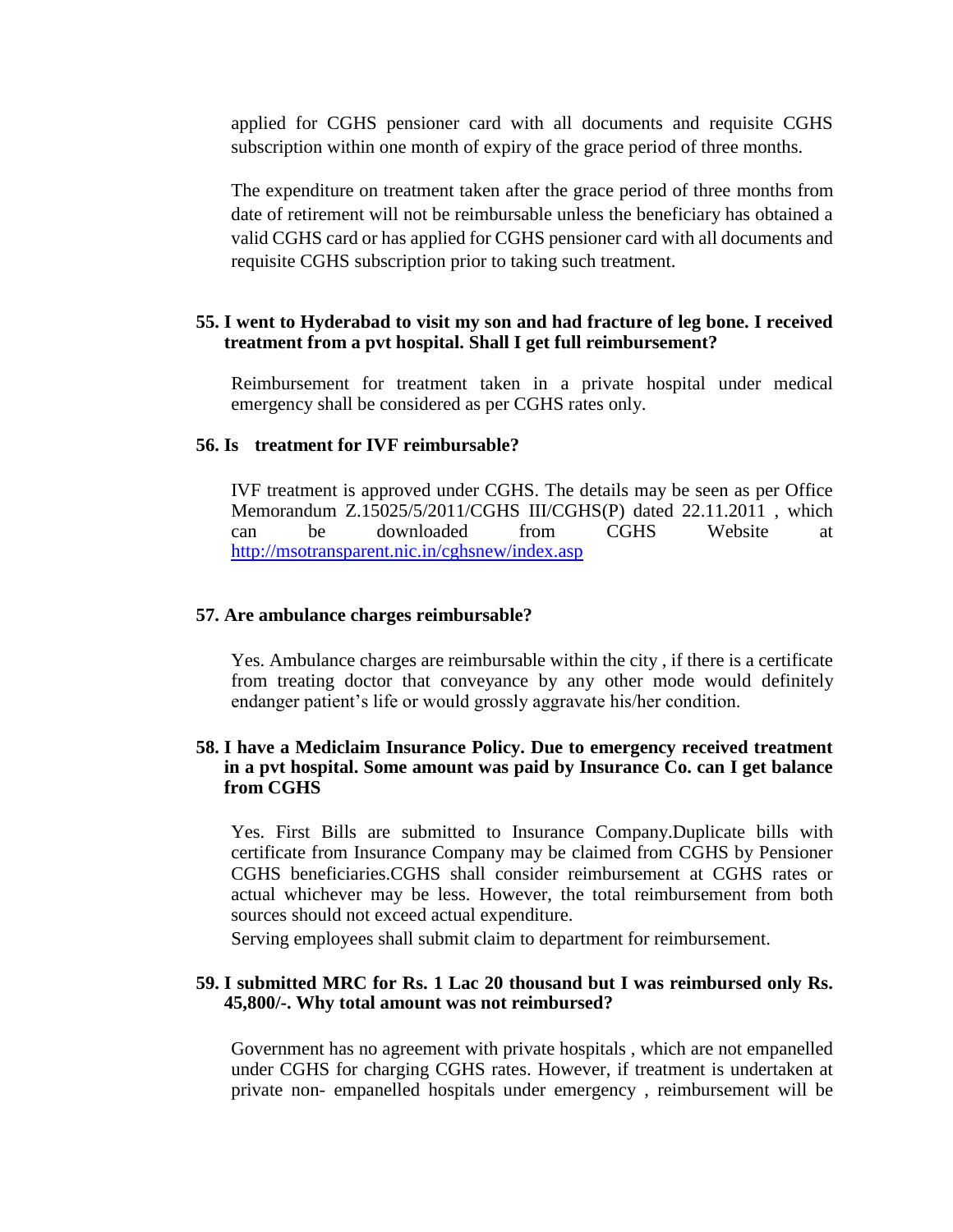applied for CGHS pensioner card with all documents and requisite CGHS subscription within one month of expiry of the grace period of three months.

The expenditure on treatment taken after the grace period of three months from date of retirement will not be reimbursable unless the beneficiary has obtained a valid CGHS card or has applied for CGHS pensioner card with all documents and requisite CGHS subscription prior to taking such treatment.

**55. I went to Hyderabad to visit my son and had fracture of leg bone. I received treatment from a pvt hospital. Shall I get full reimbursement?**

Reimbursement for treatment taken in a private hospital under medical emergency shall be considered as per CGHS rates only.

**56. Is treatment for IVF reimbursable?**

IVF treatment is approved under CGHS. The details may be seen as per Office Memorandum Z.15025/5/2011/CGHS III/CGHS(P) dated 22.11.2011 , which can be downloaded from CGHS Website at http://msotransparent.nic.in/cghsnew/index.asp

**57. Are ambulance charges reimbursable?**

Yes. Ambulance charges are reimbursable within the city , if there is a certificate from treating doctor that conveyance by any other mode would definitely endanger patient's life or would grossly aggravate his/her condition.

**58. I have a Mediclaim Insurance Policy. Due to emergency received treatment in a pvt hospital. Some amount was paid by Insurance Co. can I get balance from CGHS**

Yes. First Bills are submitted to Insurance Company.Duplicate bills with certificate from Insurance Company may be claimed from CGHS by Pensioner CGHS beneficiaries.CGHS shall consider reimbursement at CGHS rates or actual whichever may be less. However, the total reimbursement from both sources should not exceed actual expenditure.

Serving employees shall submit claim to department for reimbursement.

**59. I submitted MRC for Rs. 1 Lac 20 thousand but I was reimbursed only Rs. 45,800/-. Why total amount was not reimbursed?**

Government has no agreement with private hospitals , which are not empanelled under CGHS for charging CGHS rates. However, if treatment is undertaken at private non- empanelled hospitals under emergency , reimbursement will be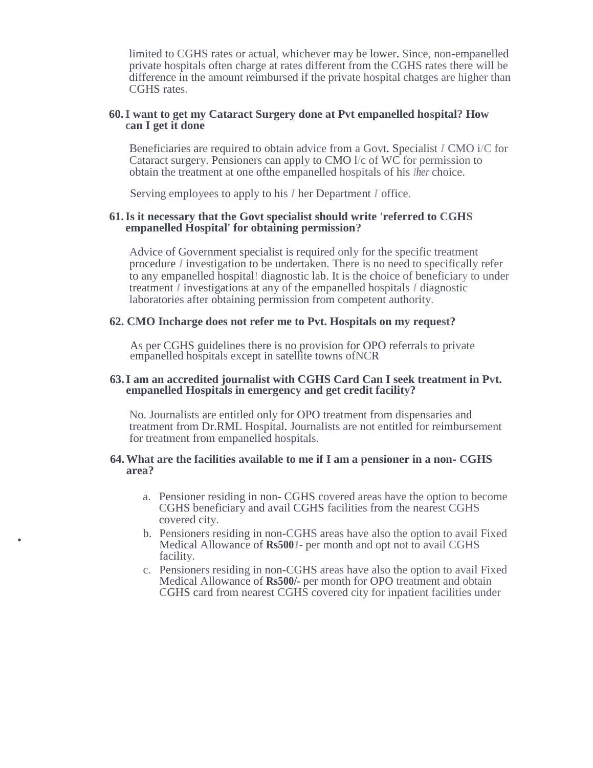limited to CGHS rates or actual, whichever may be lower. Since, non-empanelled private hospitals often charge at rates different from the CGHS rates there will be difference in the amount reimbursed if the private hospital chatges are higher than CGHS rates.

**60. I want to get my Cataract Surgery done at Pvt empanelled hospital? How can I get it done**

Beneficiaries are required to obtain advice from a Govt. Specialist *I* CMO i/C for Cataract surgery. Pensioners can apply to CMO l/c of WC for permission to obtain the treatment at one ofthe empanelled hospitals of his *lher* choice.

Serving employees to apply to his *I* her Department *I* office.

**61. Is it necessary that the Govt specialist should write 'referred to CGHS empanelled Hospital' for obtaining permission?**

Advice of Government specialist is required only for the specific treatment procedure *I* investigation to be undertaken. There is no need to specifically refer to any empanelled hospital! diagnostic lab. It is the choice of beneficiary to under treatment *I* investigations at any of the empanelled hospitals *I* diagnostic laboratories after obtaining permission from competent authority.

**62. CMO Incharge does not refer me to Pvt. Hospitals on my request?**

As per CGHS guidelines there is no provision for OPO referrals to private empanelled hospitals except in satellite towns ofNCR

**63. I am an accredited journalist with CGHS Card Can I seek treatment in Pvt. empanelled Hospitals in emergency and get credit facility?**

No. Journalists are entitled only for OPO treatment from dispensaries and treatment from Dr.RML Hospital. Journalists are not entitled for reimbursement for treatment from empanelled hospitals.

**64. What are the facilities available to me if I am a pensioner in a non- CGHS area?**

a. Pensioner residing in non- CGHS covered areas have the option to become CGHS beneficiary and avail CGHS facilities from the nearest CGHS covered city.

b. Pensioners residing in non-CGHS areas have also the option to avail Fixed Medical Allowance of **Rs500***1*- per month and opt not to avail CGHS facility.

c. Pensioners residing in non-CGHS areas have also the option to avail Fixed Medical Allowance of **Rs500/-** per month for OPO treatment and obtain CGHS card from nearest CGHS covered city for inpatient facilities under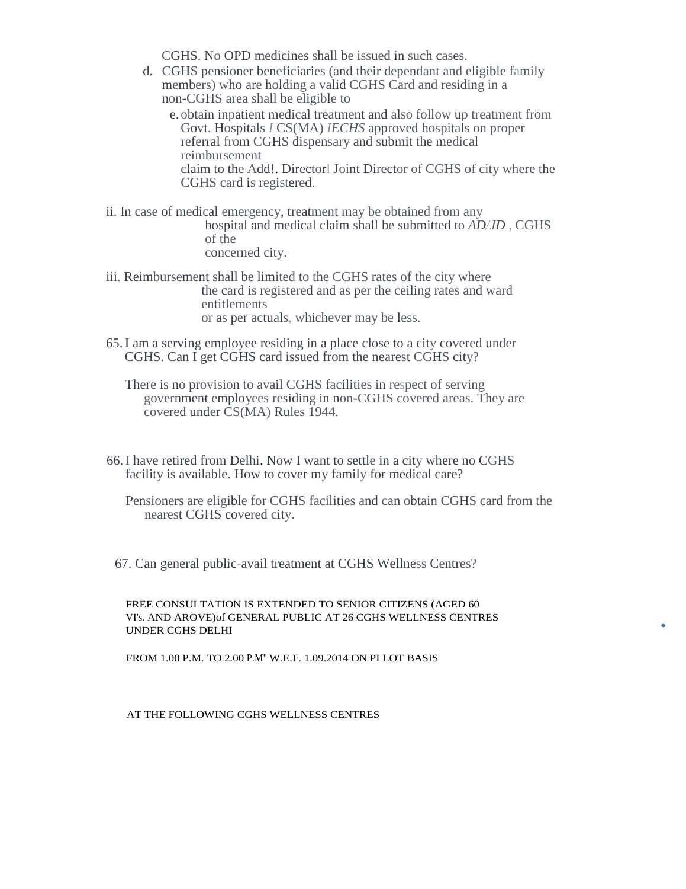CGHS. No OPD medicines shall be issued in such cases.

d. CGHS pensioner beneficiaries (and their dependant and eligible family members) who are holding a valid CGHS Card and residing in a non-CGHS area shall be eligible to

   e. obtain inpatient medical treatment and also follow up treatment from Govt. Hospitals *I* CS(MA) *IECHS* approved hospitals on proper referral from CGHS dispensary and submit the medical reimbursement claim to the Add!. Directorl Joint Director of CGHS of city where the CGHS card is registered.

ii. In case of medical emergency, treatment may be obtained from any hospital and medical claim shall be submitted to *AD/JD* , CGHS of the concerned city.

iii. Reimbursement shall be limited to the CGHS rates of the city where the card is registered and as per the ceiling rates and ward entitlements or as per actuals, whichever may be less.

65. I am a serving employee residing in a place close to a city covered under CGHS. Can I get CGHS card issued from the nearest CGHS city?

    There is no provision to avail CGHS facilities in respect of serving government employees residing in non-CGHS covered areas. They are covered under CS(MA) Rules 1944.

66. I have retired from Delhi. Now I want to settle in a city where no CGHS facility is available. How to cover my family for medical care?

    Pensioners are eligible for CGHS facilities and can obtain CGHS card from the nearest CGHS covered city.

67. Can general public-avail treatment at CGHS Wellness Centres?

FREE CONSULTATION IS EXTENDED TO SENIOR CITIZENS (AGED 60 VI's. AND AROVE)of GENERAL PUBLIC AT 26 CGHS WELLNESS CENTRES UNDER CGHS DELHI

FROM 1.00 P.M. TO 2.00 P.M" W.E.F. 1.09.2014 ON PI LOT BASIS

AT THE FOLLOWING CGHS WELLNESS CENTRES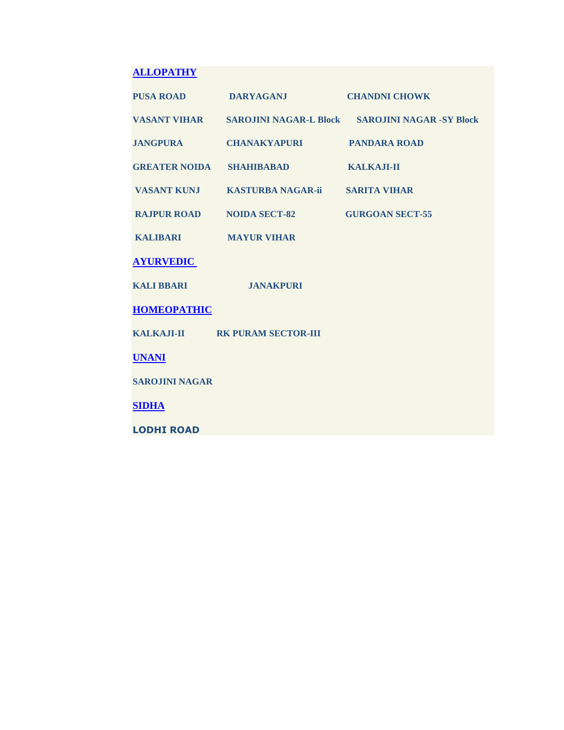**ALLOPATHY**

| | | |
|---|---|---|
| **PUSA ROAD** | **DARYAGANJ** | **CHANDNI CHOWK** |
| **VASANT VIHAR** | **SAROJINI NAGAR-L Block** | **SAROJINI NAGAR -SY Block** |
| **JANGPURA** | **CHANAKYAPURI** | **PANDARA ROAD** |
| **GREATER NOIDA** | **SHAHIBABAD** | **KALKAJI-II** |
| **VASANT KUNJ** | **KASTURBA NAGAR-ii** | **SARITA VIHAR** |
| **RAJPUR ROAD** | **NOIDA SECT-82** | **GURGOAN SECT-55** |
| **KALIBARI** | **MAYUR VIHAR** | |

**AYURVEDIC**

| | |
|---|---|
| **KALI BBARI** | **JANAKPURI** |

**HOMEOPATHIC**

| | |
|---|---|
| **KALKAJI-II** | **RK PURAM SECTOR-III** |

**UNANI**

**SAROJINI NAGAR**

**SIDHA**

**LODHI ROAD**